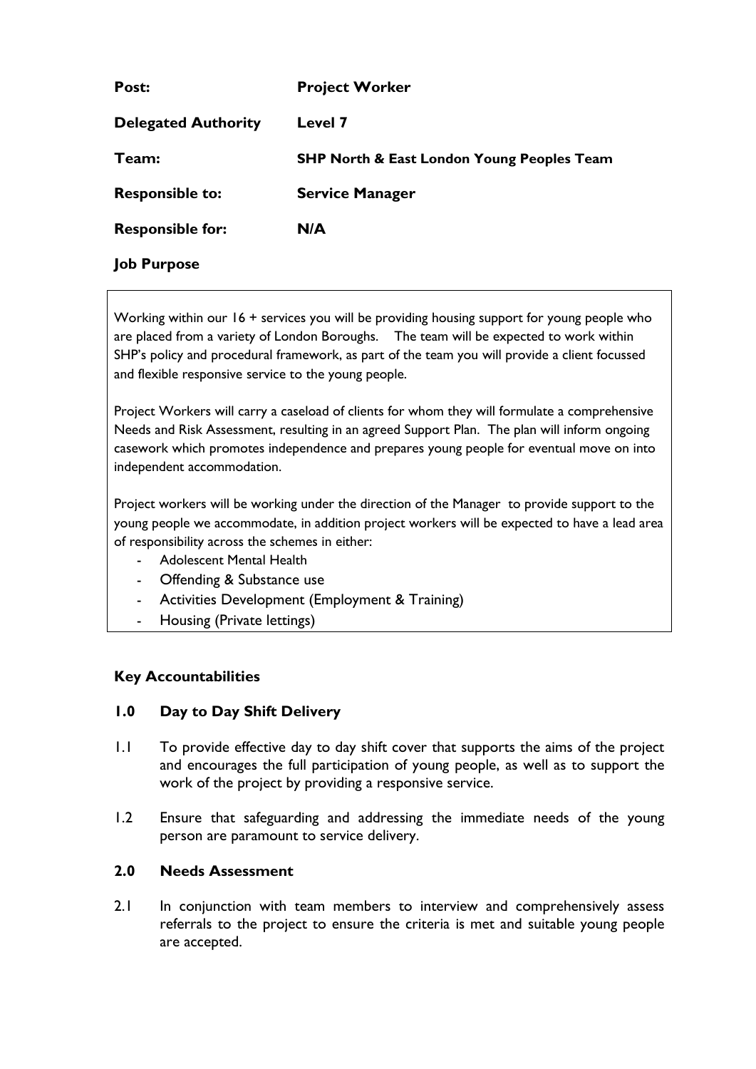| | |
|---|---|
| **Post:** | **Project Worker** |
| **Delegated Authority** | **Level 7** |
| **Team:** | **SHP North & East London Young Peoples Team** |
| **Responsible to:** | **Service Manager** |
| **Responsible for:** | **N/A** |

**Job Purpose**

Working within our 16 + services you will be providing housing support for young people who are placed from a variety of London Boroughs. The team will be expected to work within SHP's policy and procedural framework, as part of the team you will provide a client focussed and flexible responsive service to the young people.

Project Workers will carry a caseload of clients for whom they will formulate a comprehensive Needs and Risk Assessment, resulting in an agreed Support Plan. The plan will inform ongoing casework which promotes independence and prepares young people for eventual move on into independent accommodation.

Project workers will be working under the direction of the Manager to provide support to the young people we accommodate, in addition project workers will be expected to have a lead area of responsibility across the schemes in either:

- Adolescent Mental Health
- Offending & Substance use
- Activities Development (Employment & Training)
- Housing (Private lettings)

**Key Accountabilities**

**1.0 Day to Day Shift Delivery**

1.1 To provide effective day to day shift cover that supports the aims of the project and encourages the full participation of young people, as well as to support the work of the project by providing a responsive service.

1.2 Ensure that safeguarding and addressing the immediate needs of the young person are paramount to service delivery.

**2.0 Needs Assessment**

2.1 In conjunction with team members to interview and comprehensively assess referrals to the project to ensure the criteria is met and suitable young people are accepted.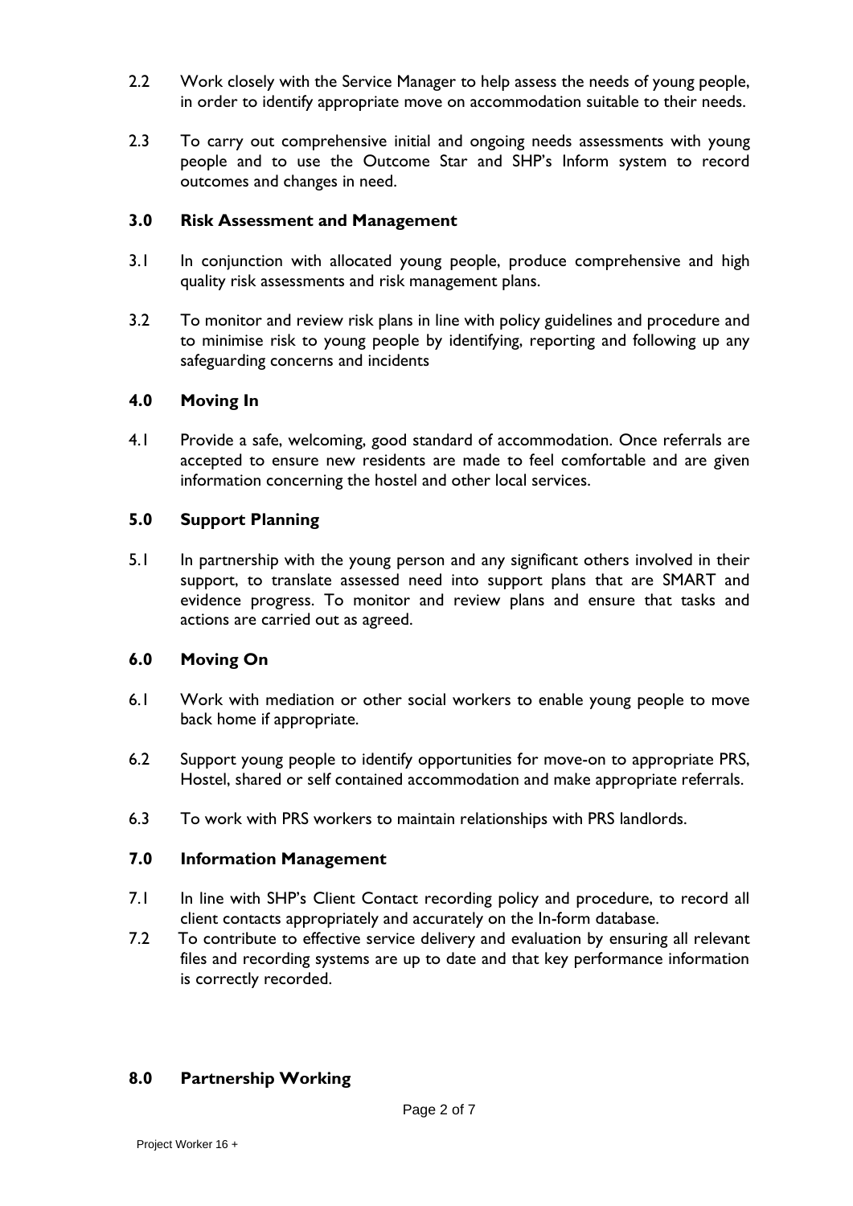2.2 Work closely with the Service Manager to help assess the needs of young people, in order to identify appropriate move on accommodation suitable to their needs.

2.3 To carry out comprehensive initial and ongoing needs assessments with young people and to use the Outcome Star and SHP's Inform system to record outcomes and changes in need.

**3.0 Risk Assessment and Management**

3.1 In conjunction with allocated young people, produce comprehensive and high quality risk assessments and risk management plans.

3.2 To monitor and review risk plans in line with policy guidelines and procedure and to minimise risk to young people by identifying, reporting and following up any safeguarding concerns and incidents

**4.0 Moving In**

4.1 Provide a safe, welcoming, good standard of accommodation. Once referrals are accepted to ensure new residents are made to feel comfortable and are given information concerning the hostel and other local services.

**5.0 Support Planning**

5.1 In partnership with the young person and any significant others involved in their support, to translate assessed need into support plans that are SMART and evidence progress. To monitor and review plans and ensure that tasks and actions are carried out as agreed.

**6.0 Moving On**

6.1 Work with mediation or other social workers to enable young people to move back home if appropriate.

6.2 Support young people to identify opportunities for move-on to appropriate PRS, Hostel, shared or self contained accommodation and make appropriate referrals.

6.3 To work with PRS workers to maintain relationships with PRS landlords.

**7.0 Information Management**

7.1 In line with SHP's Client Contact recording policy and procedure, to record all client contacts appropriately and accurately on the In-form database.

7.2 To contribute to effective service delivery and evaluation by ensuring all relevant files and recording systems are up to date and that key performance information is correctly recorded.

**8.0 Partnership Working**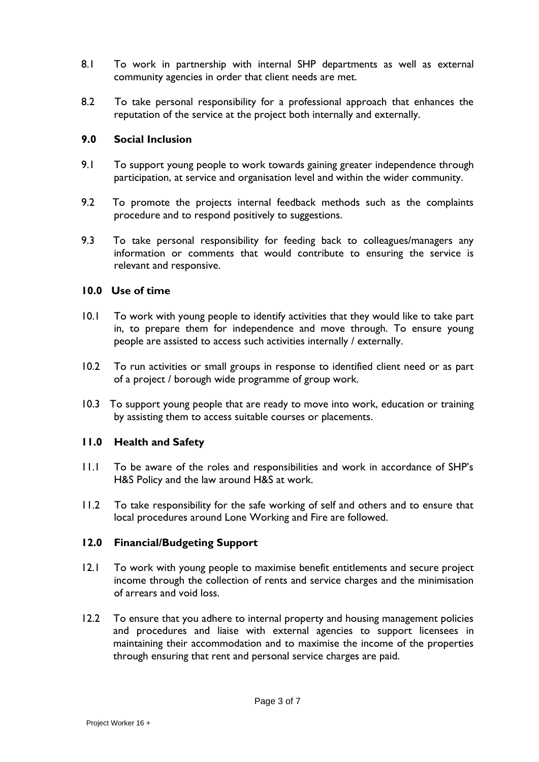8.1 To work in partnership with internal SHP departments as well as external community agencies in order that client needs are met.

8.2 To take personal responsibility for a professional approach that enhances the reputation of the service at the project both internally and externally.

### 9.0 Social Inclusion

9.1 To support young people to work towards gaining greater independence through participation, at service and organisation level and within the wider community.

9.2 To promote the projects internal feedback methods such as the complaints procedure and to respond positively to suggestions.

9.3 To take personal responsibility for feeding back to colleagues/managers any information or comments that would contribute to ensuring the service is relevant and responsive.

### 10.0 Use of time

10.1 To work with young people to identify activities that they would like to take part in, to prepare them for independence and move through. To ensure young people are assisted to access such activities internally / externally.

10.2 To run activities or small groups in response to identified client need or as part of a project / borough wide programme of group work.

10.3 To support young people that are ready to move into work, education or training by assisting them to access suitable courses or placements.

### 11.0 Health and Safety

11.1 To be aware of the roles and responsibilities and work in accordance of SHP's H&S Policy and the law around H&S at work.

11.2 To take responsibility for the safe working of self and others and to ensure that local procedures around Lone Working and Fire are followed.

### 12.0 Financial/Budgeting Support

12.1 To work with young people to maximise benefit entitlements and secure project income through the collection of rents and service charges and the minimisation of arrears and void loss.

12.2 To ensure that you adhere to internal property and housing management policies and procedures and liaise with external agencies to support licensees in maintaining their accommodation and to maximise the income of the properties through ensuring that rent and personal service charges are paid.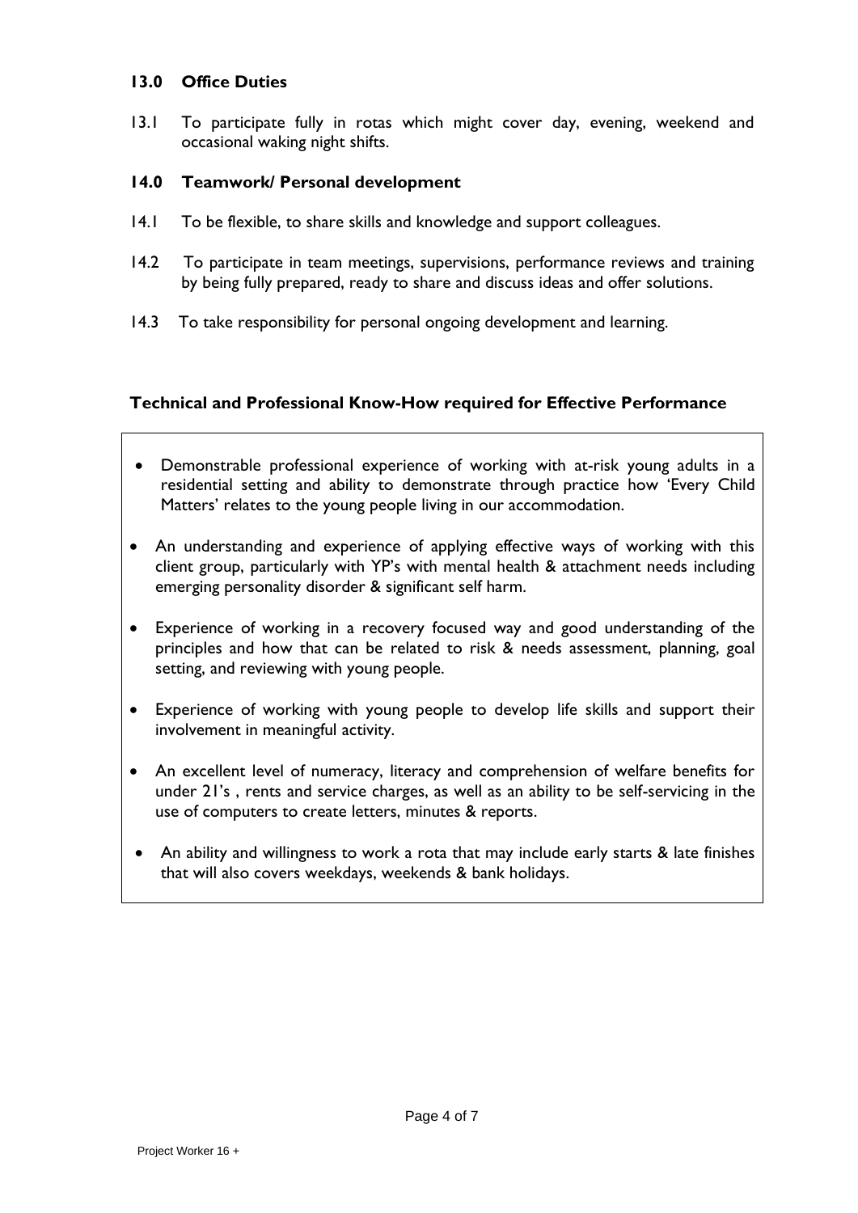### 13.0 Office Duties

13.1 To participate fully in rotas which might cover day, evening, weekend and occasional waking night shifts.

### 14.0 Teamwork/ Personal development

14.1 To be flexible, to share skills and knowledge and support colleagues.

14.2 To participate in team meetings, supervisions, performance reviews and training by being fully prepared, ready to share and discuss ideas and offer solutions.

14.3 To take responsibility for personal ongoing development and learning.

### Technical and Professional Know-How required for Effective Performance

- Demonstrable professional experience of working with at-risk young adults in a residential setting and ability to demonstrate through practice how 'Every Child Matters' relates to the young people living in our accommodation.
- An understanding and experience of applying effective ways of working with this client group, particularly with YP's with mental health & attachment needs including emerging personality disorder & significant self harm.
- Experience of working in a recovery focused way and good understanding of the principles and how that can be related to risk & needs assessment, planning, goal setting, and reviewing with young people.
- Experience of working with young people to develop life skills and support their involvement in meaningful activity.
- An excellent level of numeracy, literacy and comprehension of welfare benefits for under 21's , rents and service charges, as well as an ability to be self-servicing in the use of computers to create letters, minutes & reports.
- An ability and willingness to work a rota that may include early starts & late finishes that will also covers weekdays, weekends & bank holidays.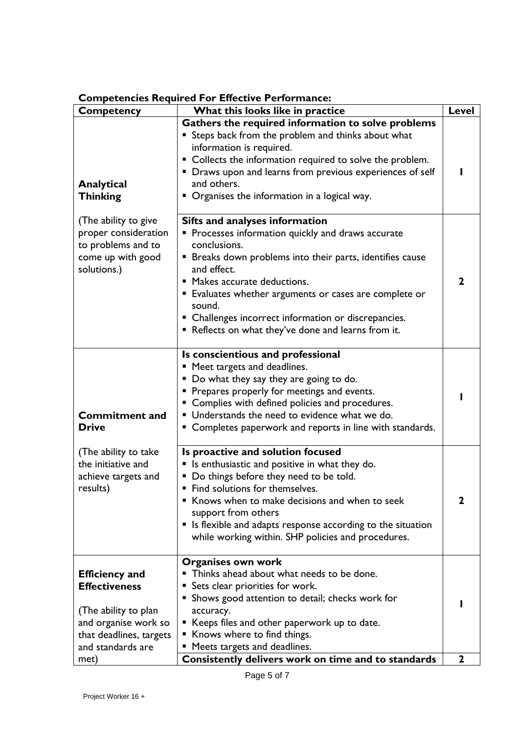**Competencies Required For Effective Performance:**

| Competency | What this looks like in practice | Level |
|---|---|---|
| **Analytical Thinking**<br><br>(The ability to give proper consideration to problems and to come up with good solutions.) | **Gathers the required information to solve problems**<br>▪ Steps back from the problem and thinks about what information is required.<br>▪ Collects the information required to solve the problem.<br>▪ Draws upon and learns from previous experiences of self and others.<br>▪ Organises the information in a logical way. | **1** |
| | **Sifts and analyses information**<br>▪ Processes information quickly and draws accurate conclusions.<br>▪ Breaks down problems into their parts, identifies cause and effect.<br>▪ Makes accurate deductions.<br>▪ Evaluates whether arguments or cases are complete or sound.<br>▪ Challenges incorrect information or discrepancies.<br>▪ Reflects on what they've done and learns from it. | **2** |
| **Commitment and Drive**<br><br>(The ability to take the initiative and achieve targets and results) | **Is conscientious and professional**<br>▪ Meet targets and deadlines.<br>▪ Do what they say they are going to do.<br>▪ Prepares properly for meetings and events.<br>▪ Complies with defined policies and procedures.<br>▪ Understands the need to evidence what we do.<br>▪ Completes paperwork and reports in line with standards. | **1** |
| | **Is proactive and solution focused**<br>▪ Is enthusiastic and positive in what they do.<br>▪ Do things before they need to be told.<br>▪ Find solutions for themselves.<br>▪ Knows when to make decisions and when to seek support from others<br>▪ Is flexible and adapts response according to the situation while working within. SHP policies and procedures. | **2** |
| **Efficiency and Effectiveness**<br><br>(The ability to plan and organise work so that deadlines, targets and standards are met) | **Organises own work**<br>▪ Thinks ahead about what needs to be done.<br>▪ Sets clear priorities for work.<br>▪ Shows good attention to detail; checks work for accuracy.<br>▪ Keeps files and other paperwork up to date.<br>▪ Knows where to find things.<br>▪ Meets targets and deadlines. | **1** |
| | **Consistently delivers work on time and to standards** | **2** |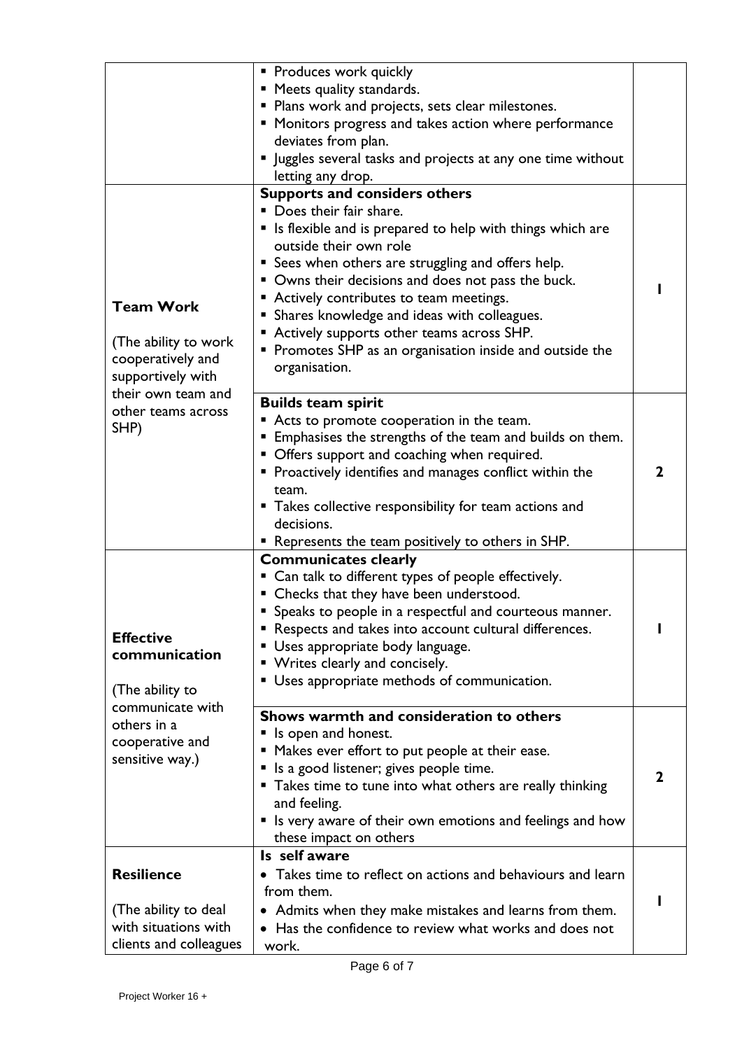| | | |
|---|---|---|
| | ▪ Produces work quickly<br>▪ Meets quality standards.<br>▪ Plans work and projects, sets clear milestones.<br>▪ Monitors progress and takes action where performance deviates from plan.<br>▪ Juggles several tasks and projects at any one time without letting any drop. | |
| **Team Work**<br><br>(The ability to work cooperatively and supportively with their own team and other teams across SHP) | **Supports and considers others**<br>▪ Does their fair share.<br>▪ Is flexible and is prepared to help with things which are outside their own role<br>▪ Sees when others are struggling and offers help.<br>▪ Owns their decisions and does not pass the buck.<br>▪ Actively contributes to team meetings.<br>▪ Shares knowledge and ideas with colleagues.<br>▪ Actively supports other teams across SHP.<br>▪ Promotes SHP as an organisation inside and outside the organisation. | 1 |
| | **Builds team spirit**<br>▪ Acts to promote cooperation in the team.<br>▪ Emphasises the strengths of the team and builds on them.<br>▪ Offers support and coaching when required.<br>▪ Proactively identifies and manages conflict within the team.<br>▪ Takes collective responsibility for team actions and decisions.<br>▪ Represents the team positively to others in SHP. | 2 |
| **Effective communication**<br><br>(The ability to communicate with others in a cooperative and sensitive way.) | **Communicates clearly**<br>▪ Can talk to different types of people effectively.<br>▪ Checks that they have been understood.<br>▪ Speaks to people in a respectful and courteous manner.<br>▪ Respects and takes into account cultural differences.<br>▪ Uses appropriate body language.<br>▪ Writes clearly and concisely.<br>▪ Uses appropriate methods of communication. | 1 |
| | **Shows warmth and consideration to others**<br>▪ Is open and honest.<br>▪ Makes ever effort to put people at their ease.<br>▪ Is a good listener; gives people time.<br>▪ Takes time to tune into what others are really thinking and feeling.<br>▪ Is very aware of their own emotions and feelings and how these impact on others | 2 |
| **Resilience**<br><br>(The ability to deal with situations with clients and colleagues | **Is self aware**<br>• Takes time to reflect on actions and behaviours and learn from them.<br>• Admits when they make mistakes and learns from them.<br>• Has the confidence to review what works and does not work. | 1 |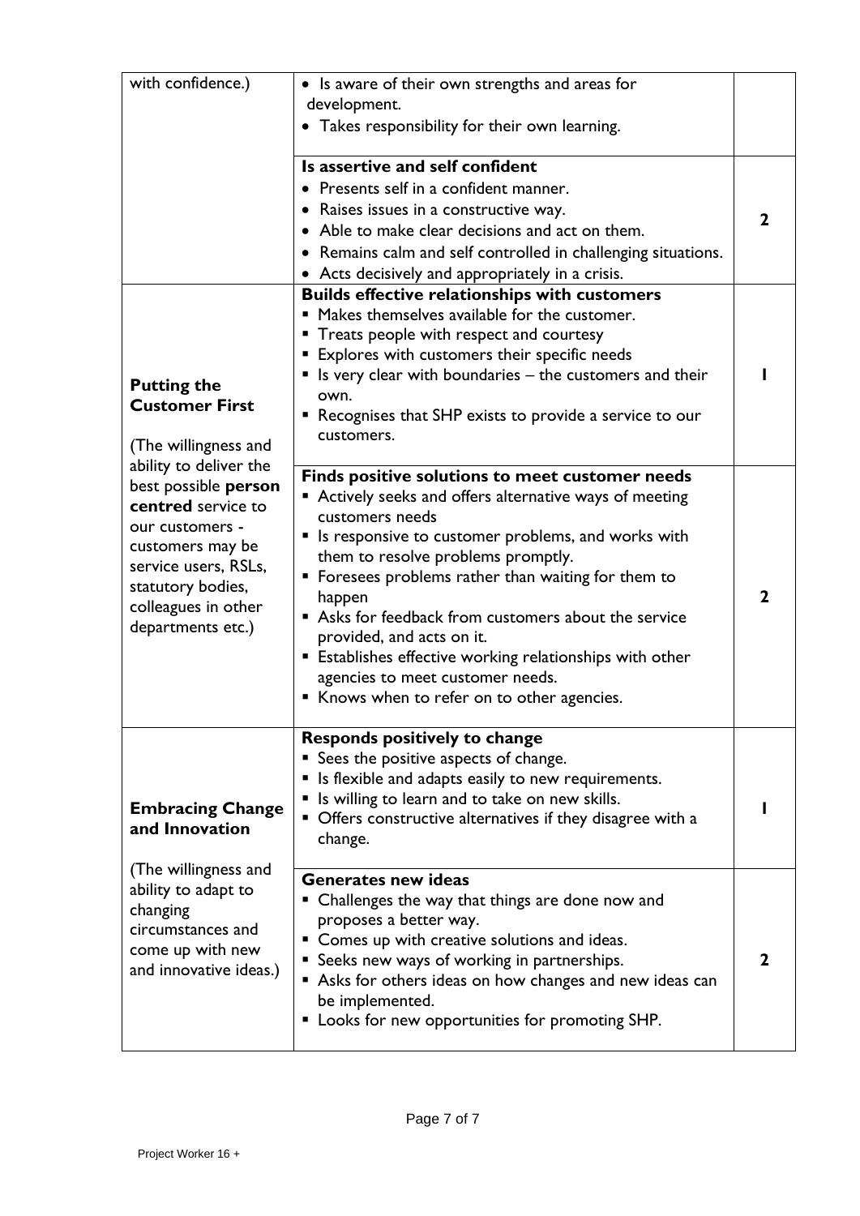| | | |
|---|---|---|
| with confidence.) | • Is aware of their own strengths and areas for development.<br>• Takes responsibility for their own learning. | |
| | **Is assertive and self confident**<br>• Presents self in a confident manner.<br>• Raises issues in a constructive way.<br>• Able to make clear decisions and act on them.<br>• Remains calm and self controlled in challenging situations.<br>• Acts decisively and appropriately in a crisis. | **2** |
| **Putting the Customer First**<br><br>(The willingness and ability to deliver the best possible **person centred** service to our customers - customers may be service users, RSLs, statutory bodies, colleagues in other departments etc.) | **Builds effective relationships with customers**<br>▪ Makes themselves available for the customer.<br>▪ Treats people with respect and courtesy<br>▪ Explores with customers their specific needs<br>▪ Is very clear with boundaries – the customers and their own.<br>▪ Recognises that SHP exists to provide a service to our customers. | **1** |
| | **Finds positive solutions to meet customer needs**<br>▪ Actively seeks and offers alternative ways of meeting customers needs<br>▪ Is responsive to customer problems, and works with them to resolve problems promptly.<br>▪ Foresees problems rather than waiting for them to happen<br>▪ Asks for feedback from customers about the service provided, and acts on it.<br>▪ Establishes effective working relationships with other agencies to meet customer needs.<br>▪ Knows when to refer on to other agencies. | **2** |
| **Embracing Change and Innovation**<br><br>(The willingness and ability to adapt to changing circumstances and come up with new and innovative ideas.) | **Responds positively to change**<br>▪ Sees the positive aspects of change.<br>▪ Is flexible and adapts easily to new requirements.<br>▪ Is willing to learn and to take on new skills.<br>▪ Offers constructive alternatives if they disagree with a change. | **1** |
| | **Generates new ideas**<br>▪ Challenges the way that things are done now and proposes a better way.<br>▪ Comes up with creative solutions and ideas.<br>▪ Seeks new ways of working in partnerships.<br>▪ Asks for others ideas on how changes and new ideas can be implemented.<br>▪ Looks for new opportunities for promoting SHP. | **2** |